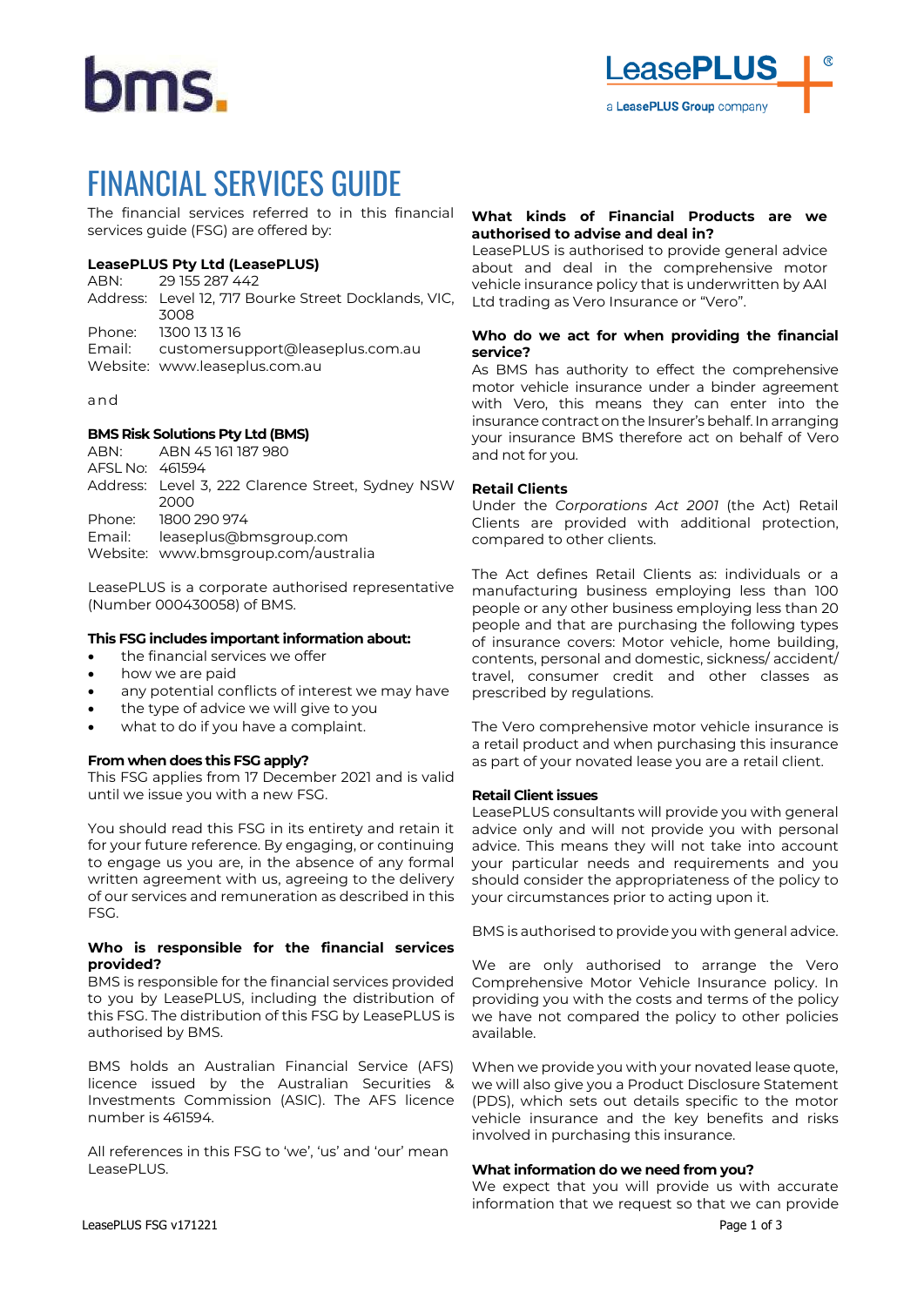# FINANCIAL SERVICES GUIDE

The financial services referred to in this financial services guide (FSG) are offered by:

**LeasePLUS Pty Ltd (LeasePLUS)**
ABN: 29 155 287 442
Address: Level 12, 717 Bourke Street Docklands, VIC, 3008
Phone: 1300 13 13 16
Email: customersupport@leaseplus.com.au
Website: www.leaseplus.com.au

and

**BMS Risk Solutions Pty Ltd (BMS)**
ABN: ABN 45 161 187 980
AFSL No: 461594
Address: Level 3, 222 Clarence Street, Sydney NSW 2000
Phone: 1800 290 974
Email: leaseplus@bmsgroup.com
Website: www.bmsgroup.com/australia

LeasePLUS is a corporate authorised representative (Number 000430058) of BMS.

**This FSG includes important information about:**

- the financial services we offer
- how we are paid
- any potential conflicts of interest we may have
- the type of advice we will give to you
- what to do if you have a complaint.

**From when does this FSG apply?**

This FSG applies from 17 December 2021 and is valid until we issue you with a new FSG.

You should read this FSG in its entirety and retain it for your future reference. By engaging, or continuing to engage us you are, in the absence of any formal written agreement with us, agreeing to the delivery of our services and remuneration as described in this FSG.

**Who is responsible for the financial services provided?**

BMS is responsible for the financial services provided to you by LeasePLUS, including the distribution of this FSG. The distribution of this FSG by LeasePLUS is authorised by BMS.

BMS holds an Australian Financial Service (AFS) licence issued by the Australian Securities & Investments Commission (ASIC). The AFS licence number is 461594.

All references in this FSG to 'we', 'us' and 'our' mean LeasePLUS.

**What kinds of Financial Products are we authorised to advise and deal in?**

LeasePLUS is authorised to provide general advice about and deal in the comprehensive motor vehicle insurance policy that is underwritten by AAI Ltd trading as Vero Insurance or "Vero".

**Who do we act for when providing the financial service?**

As BMS has authority to effect the comprehensive motor vehicle insurance under a binder agreement with Vero, this means they can enter into the insurance contract on the Insurer's behalf. In arranging your insurance BMS therefore act on behalf of Vero and not for you.

**Retail Clients**

Under the *Corporations Act 2001* (the Act) Retail Clients are provided with additional protection, compared to other clients.

The Act defines Retail Clients as: individuals or a manufacturing business employing less than 100 people or any other business employing less than 20 people and that are purchasing the following types of insurance covers: Motor vehicle, home building, contents, personal and domestic, sickness/ accident/ travel, consumer credit and other classes as prescribed by regulations.

The Vero comprehensive motor vehicle insurance is a retail product and when purchasing this insurance as part of your novated lease you are a retail client.

**Retail Client issues**

LeasePLUS consultants will provide you with general advice only and will not provide you with personal advice. This means they will not take into account your particular needs and requirements and you should consider the appropriateness of the policy to your circumstances prior to acting upon it.

BMS is authorised to provide you with general advice.

We are only authorised to arrange the Vero Comprehensive Motor Vehicle Insurance policy. In providing you with the costs and terms of the policy we have not compared the policy to other policies available.

When we provide you with your novated lease quote, we will also give you a Product Disclosure Statement (PDS), which sets out details specific to the motor vehicle insurance and the key benefits and risks involved in purchasing this insurance.

**What information do we need from you?**

We expect that you will provide us with accurate information that we request so that we can provide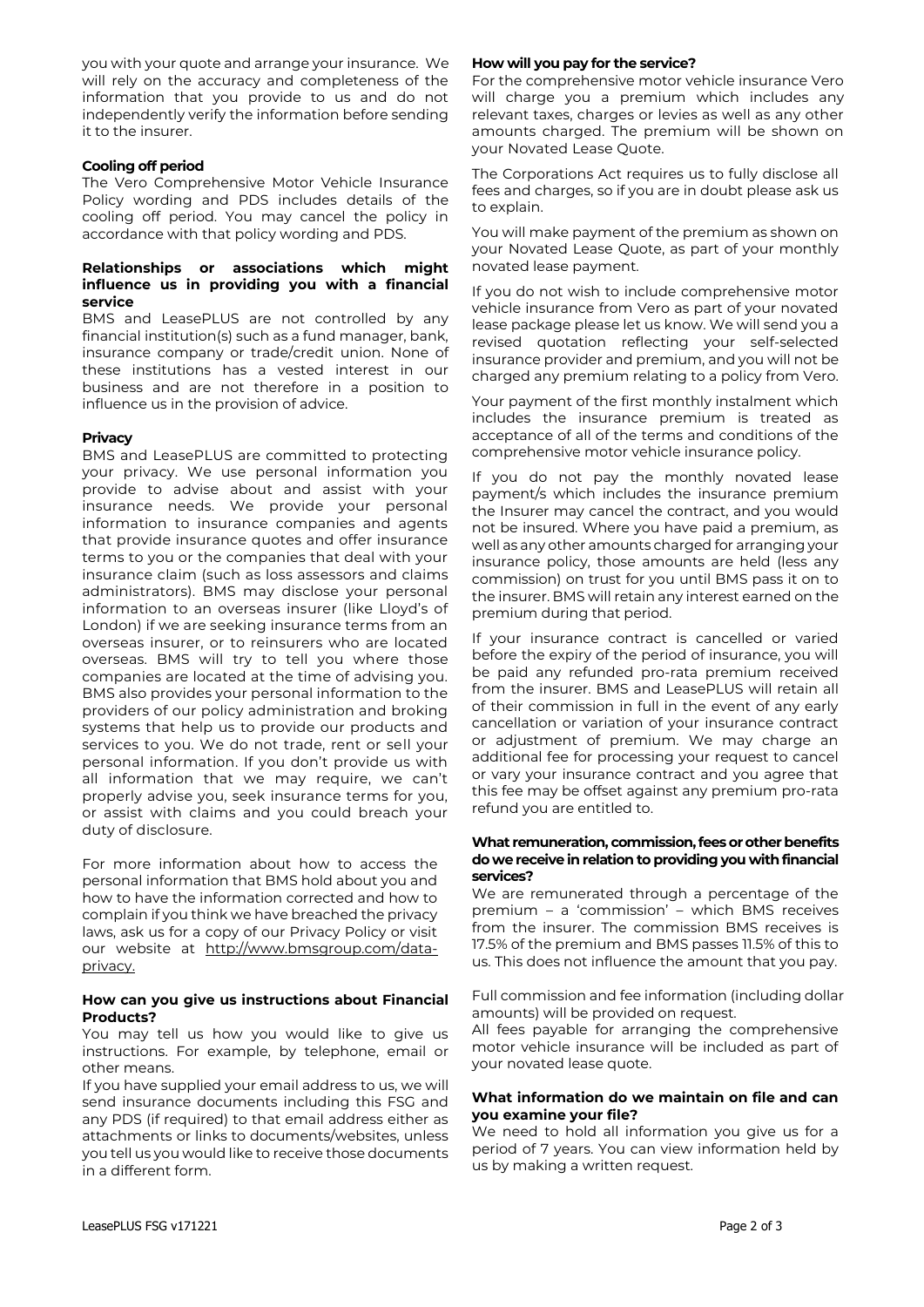you with your quote and arrange your insurance. We will rely on the accuracy and completeness of the information that you provide to us and do not independently verify the information before sending it to the insurer.

### Cooling off period

The Vero Comprehensive Motor Vehicle Insurance Policy wording and PDS includes details of the cooling off period. You may cancel the policy in accordance with that policy wording and PDS.

### Relationships or associations which might influence us in providing you with a financial service

BMS and LeasePLUS are not controlled by any financial institution(s) such as a fund manager, bank, insurance company or trade/credit union. None of these institutions has a vested interest in our business and are not therefore in a position to influence us in the provision of advice.

### Privacy

BMS and LeasePLUS are committed to protecting your privacy. We use personal information you provide to advise about and assist with your insurance needs. We provide your personal information to insurance companies and agents that provide insurance quotes and offer insurance terms to you or the companies that deal with your insurance claim (such as loss assessors and claims administrators). BMS may disclose your personal information to an overseas insurer (like Lloyd's of London) if we are seeking insurance terms from an overseas insurer, or to reinsurers who are located overseas. BMS will try to tell you where those companies are located at the time of advising you. BMS also provides your personal information to the providers of our policy administration and broking systems that help us to provide our products and services to you. We do not trade, rent or sell your personal information. If you don't provide us with all information that we may require, we can't properly advise you, seek insurance terms for you, or assist with claims and you could breach your duty of disclosure.

For more information about how to access the personal information that BMS hold about you and how to have the information corrected and how to complain if you think we have breached the privacy laws, ask us for a copy of our Privacy Policy or visit our website at http://www.bmsgroup.com/data-privacy.

### How can you give us instructions about Financial Products?

You may tell us how you would like to give us instructions. For example, by telephone, email or other means.

If you have supplied your email address to us, we will send insurance documents including this FSG and any PDS (if required) to that email address either as attachments or links to documents/websites, unless you tell us you would like to receive those documents in a different form.

### How will you pay for the service?

For the comprehensive motor vehicle insurance Vero will charge you a premium which includes any relevant taxes, charges or levies as well as any other amounts charged. The premium will be shown on your Novated Lease Quote.

The Corporations Act requires us to fully disclose all fees and charges, so if you are in doubt please ask us to explain.

You will make payment of the premium as shown on your Novated Lease Quote, as part of your monthly novated lease payment.

If you do not wish to include comprehensive motor vehicle insurance from Vero as part of your novated lease package please let us know. We will send you a revised quotation reflecting your self-selected insurance provider and premium, and you will not be charged any premium relating to a policy from Vero.

Your payment of the first monthly instalment which includes the insurance premium is treated as acceptance of all of the terms and conditions of the comprehensive motor vehicle insurance policy.

If you do not pay the monthly novated lease payment/s which includes the insurance premium the Insurer may cancel the contract, and you would not be insured. Where you have paid a premium, as well as any other amounts charged for arranging your insurance policy, those amounts are held (less any commission) on trust for you until BMS pass it on to the insurer. BMS will retain any interest earned on the premium during that period.

If your insurance contract is cancelled or varied before the expiry of the period of insurance, you will be paid any refunded pro-rata premium received from the insurer. BMS and LeasePLUS will retain all of their commission in full in the event of any early cancellation or variation of your insurance contract or adjustment of premium. We may charge an additional fee for processing your request to cancel or vary your insurance contract and you agree that this fee may be offset against any premium pro-rata refund you are entitled to.

### What remuneration, commission, fees or other benefits do we receive in relation to providing you with financial services?

We are remunerated through a percentage of the premium – a 'commission' – which BMS receives from the insurer. The commission BMS receives is 17.5% of the premium and BMS passes 11.5% of this to us. This does not influence the amount that you pay.

Full commission and fee information (including dollar amounts) will be provided on request.

All fees payable for arranging the comprehensive motor vehicle insurance will be included as part of your novated lease quote.

### What information do we maintain on file and can you examine your file?

We need to hold all information you give us for a period of 7 years. You can view information held by us by making a written request.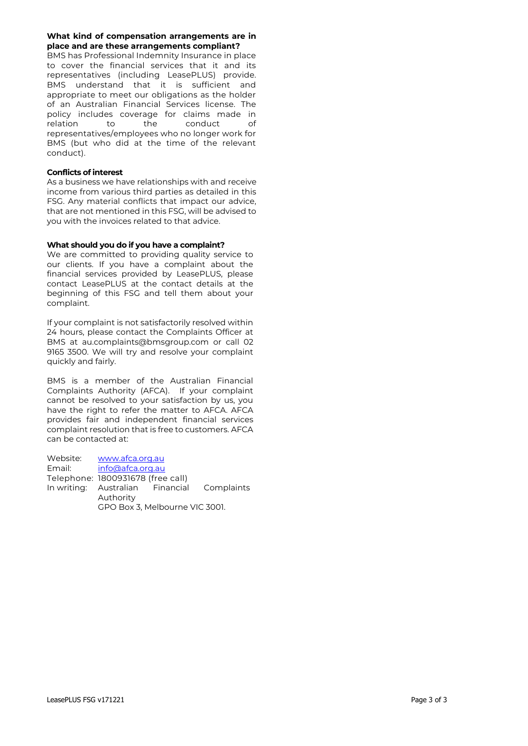**What kind of compensation arrangements are in place and are these arrangements compliant?**

BMS has Professional Indemnity Insurance in place to cover the financial services that it and its representatives (including LeasePLUS) provide. BMS understand that it is sufficient and appropriate to meet our obligations as the holder of an Australian Financial Services license. The policy includes coverage for claims made in relation to the conduct of representatives/employees who no longer work for BMS (but who did at the time of the relevant conduct).

**Conflicts of interest**

As a business we have relationships with and receive income from various third parties as detailed in this FSG. Any material conflicts that impact our advice, that are not mentioned in this FSG, will be advised to you with the invoices related to that advice.

**What should you do if you have a complaint?**

We are committed to providing quality service to our clients. If you have a complaint about the financial services provided by LeasePLUS, please contact LeasePLUS at the contact details at the beginning of this FSG and tell them about your complaint.

If your complaint is not satisfactorily resolved within 24 hours, please contact the Complaints Officer at BMS at au.complaints@bmsgroup.com or call 02 9165 3500. We will try and resolve your complaint quickly and fairly.

BMS is a member of the Australian Financial Complaints Authority (AFCA). If your complaint cannot be resolved to your satisfaction by us, you have the right to refer the matter to AFCA. AFCA provides fair and independent financial services complaint resolution that is free to customers. AFCA can be contacted at:

Website: www.afca.org.au
Email: info@afca.org.au
Telephone: 1800931678 (free call)
In writing: Australian Financial Complaints Authority
GPO Box 3, Melbourne VIC 3001.